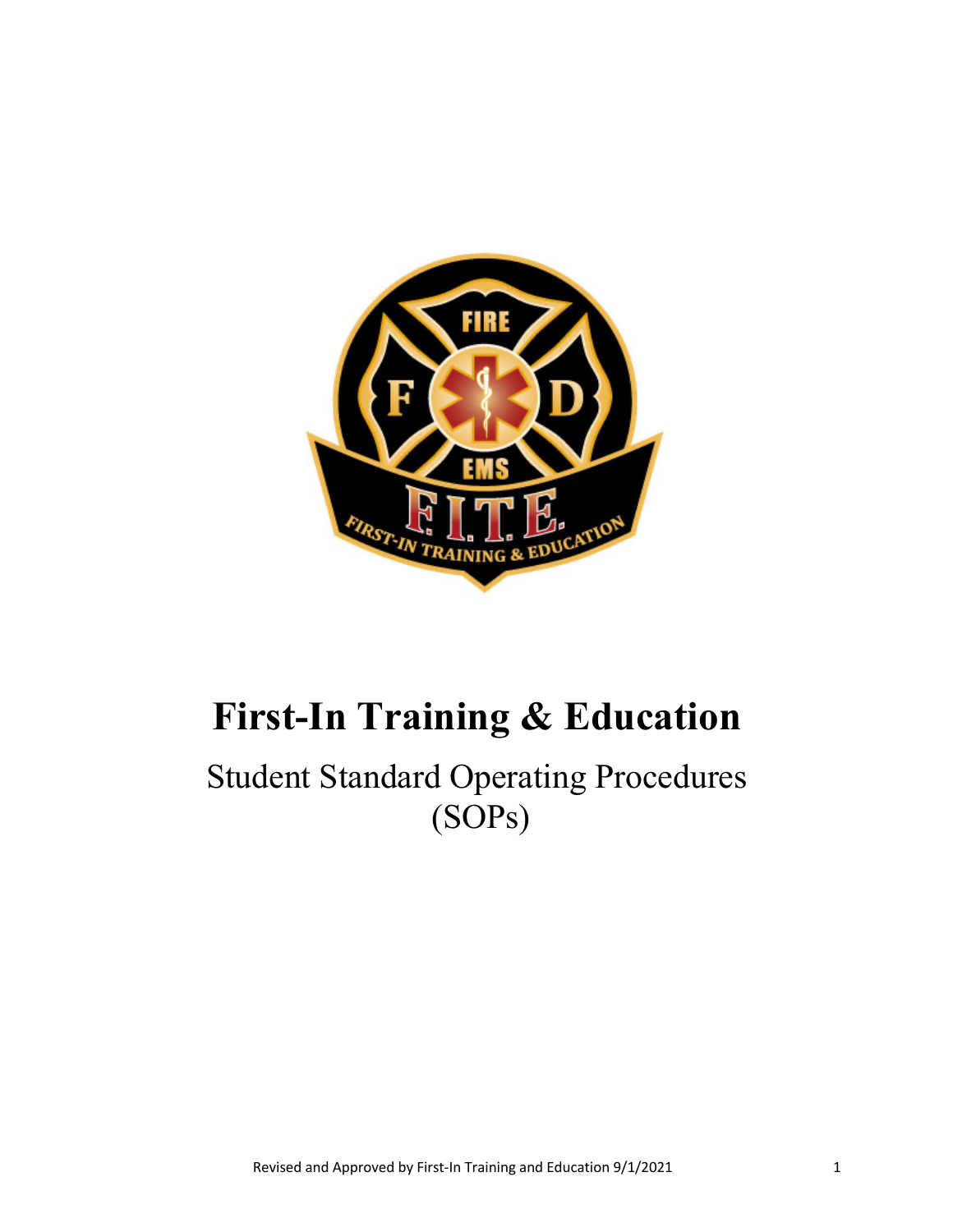# First-In Training & Education

Student Standard Operating Procedures (SOPs)

Revised and Approved by First-In Training and Education 9/1/2021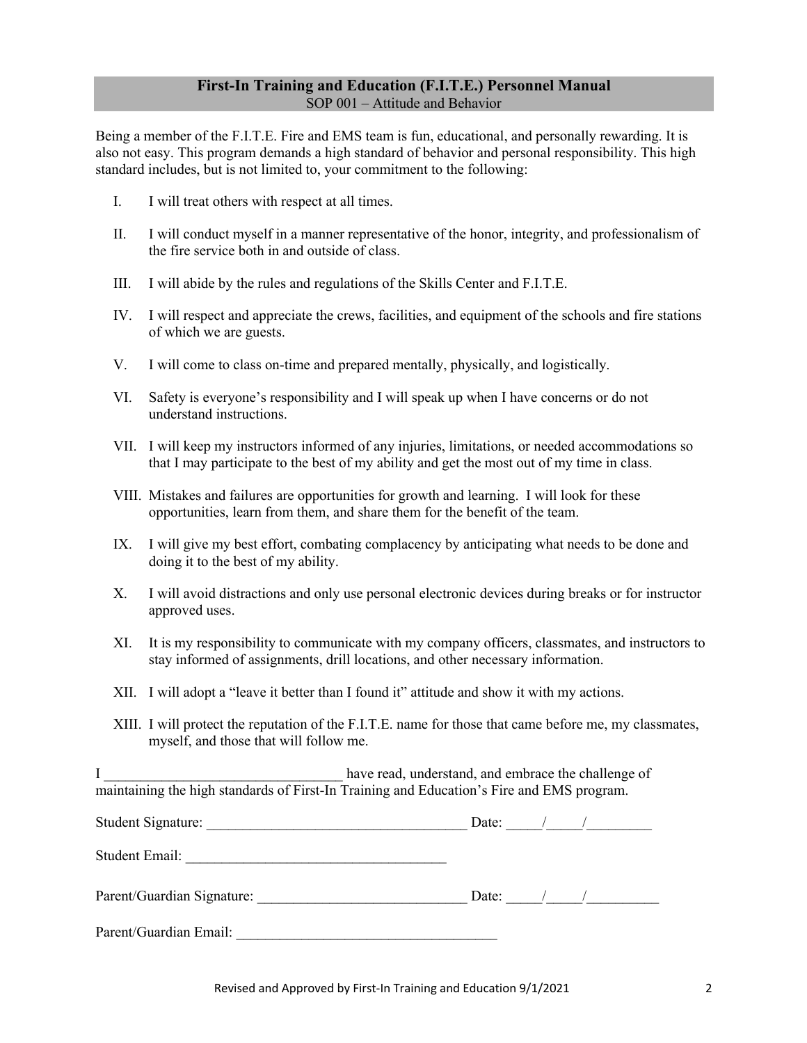## First-In Training and Education (F.I.T.E.) Personnel Manual

SOP 001 – Attitude and Behavior

Being a member of the F.I.T.E. Fire and EMS team is fun, educational, and personally rewarding. It is also not easy. This program demands a high standard of behavior and personal responsibility. This high standard includes, but is not limited to, your commitment to the following:

I. I will treat others with respect at all times.

II. I will conduct myself in a manner representative of the honor, integrity, and professionalism of the fire service both in and outside of class.

III. I will abide by the rules and regulations of the Skills Center and F.I.T.E.

IV. I will respect and appreciate the crews, facilities, and equipment of the schools and fire stations of which we are guests.

V. I will come to class on-time and prepared mentally, physically, and logistically.

VI. Safety is everyone's responsibility and I will speak up when I have concerns or do not understand instructions.

VII. I will keep my instructors informed of any injuries, limitations, or needed accommodations so that I may participate to the best of my ability and get the most out of my time in class.

VIII. Mistakes and failures are opportunities for growth and learning. I will look for these opportunities, learn from them, and share them for the benefit of the team.

IX. I will give my best effort, combating complacency by anticipating what needs to be done and doing it to the best of my ability.

X. I will avoid distractions and only use personal electronic devices during breaks or for instructor approved uses.

XI. It is my responsibility to communicate with my company officers, classmates, and instructors to stay informed of assignments, drill locations, and other necessary information.

XII. I will adopt a "leave it better than I found it" attitude and show it with my actions.

XIII. I will protect the reputation of the F.I.T.E. name for those that came before me, my classmates, myself, and those that will follow me.

I ________________________________ have read, understand, and embrace the challenge of maintaining the high standards of First-In Training and Education's Fire and EMS program.

Student Signature: ____________________________________ Date: _____/_____/_________

Student Email: ____________________________________

Parent/Guardian Signature: _____________________________ Date: _____/_____/__________

Parent/Guardian Email: ____________________________________

Revised and Approved by First-In Training and Education 9/1/2021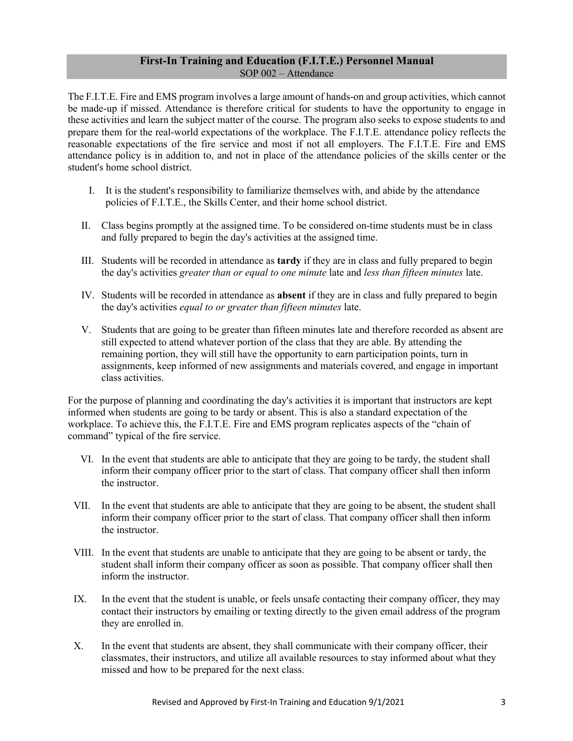## First-In Training and Education (F.I.T.E.) Personnel Manual

SOP 002 – Attendance

The F.I.T.E. Fire and EMS program involves a large amount of hands-on and group activities, which cannot be made-up if missed. Attendance is therefore critical for students to have the opportunity to engage in these activities and learn the subject matter of the course. The program also seeks to expose students to and prepare them for the real-world expectations of the workplace. The F.I.T.E. attendance policy reflects the reasonable expectations of the fire service and most if not all employers. The F.I.T.E. Fire and EMS attendance policy is in addition to, and not in place of the attendance policies of the skills center or the student's home school district.

I. It is the student's responsibility to familiarize themselves with, and abide by the attendance policies of F.I.T.E., the Skills Center, and their home school district.

II. Class begins promptly at the assigned time. To be considered on-time students must be in class and fully prepared to begin the day's activities at the assigned time.

III. Students will be recorded in attendance as **tardy** if they are in class and fully prepared to begin the day's activities *greater than or equal to one minute* late and *less than fifteen minutes* late.

IV. Students will be recorded in attendance as **absent** if they are in class and fully prepared to begin the day's activities *equal to or greater than fifteen minutes* late.

V. Students that are going to be greater than fifteen minutes late and therefore recorded as absent are still expected to attend whatever portion of the class that they are able. By attending the remaining portion, they will still have the opportunity to earn participation points, turn in assignments, keep informed of new assignments and materials covered, and engage in important class activities.

For the purpose of planning and coordinating the day's activities it is important that instructors are kept informed when students are going to be tardy or absent. This is also a standard expectation of the workplace. To achieve this, the F.I.T.E. Fire and EMS program replicates aspects of the "chain of command" typical of the fire service.

VI. In the event that students are able to anticipate that they are going to be tardy, the student shall inform their company officer prior to the start of class. That company officer shall then inform the instructor.

VII. In the event that students are able to anticipate that they are going to be absent, the student shall inform their company officer prior to the start of class. That company officer shall then inform the instructor.

VIII. In the event that students are unable to anticipate that they are going to be absent or tardy, the student shall inform their company officer as soon as possible. That company officer shall then inform the instructor.

IX. In the event that the student is unable, or feels unsafe contacting their company officer, they may contact their instructors by emailing or texting directly to the given email address of the program they are enrolled in.

X. In the event that students are absent, they shall communicate with their company officer, their classmates, their instructors, and utilize all available resources to stay informed about what they missed and how to be prepared for the next class.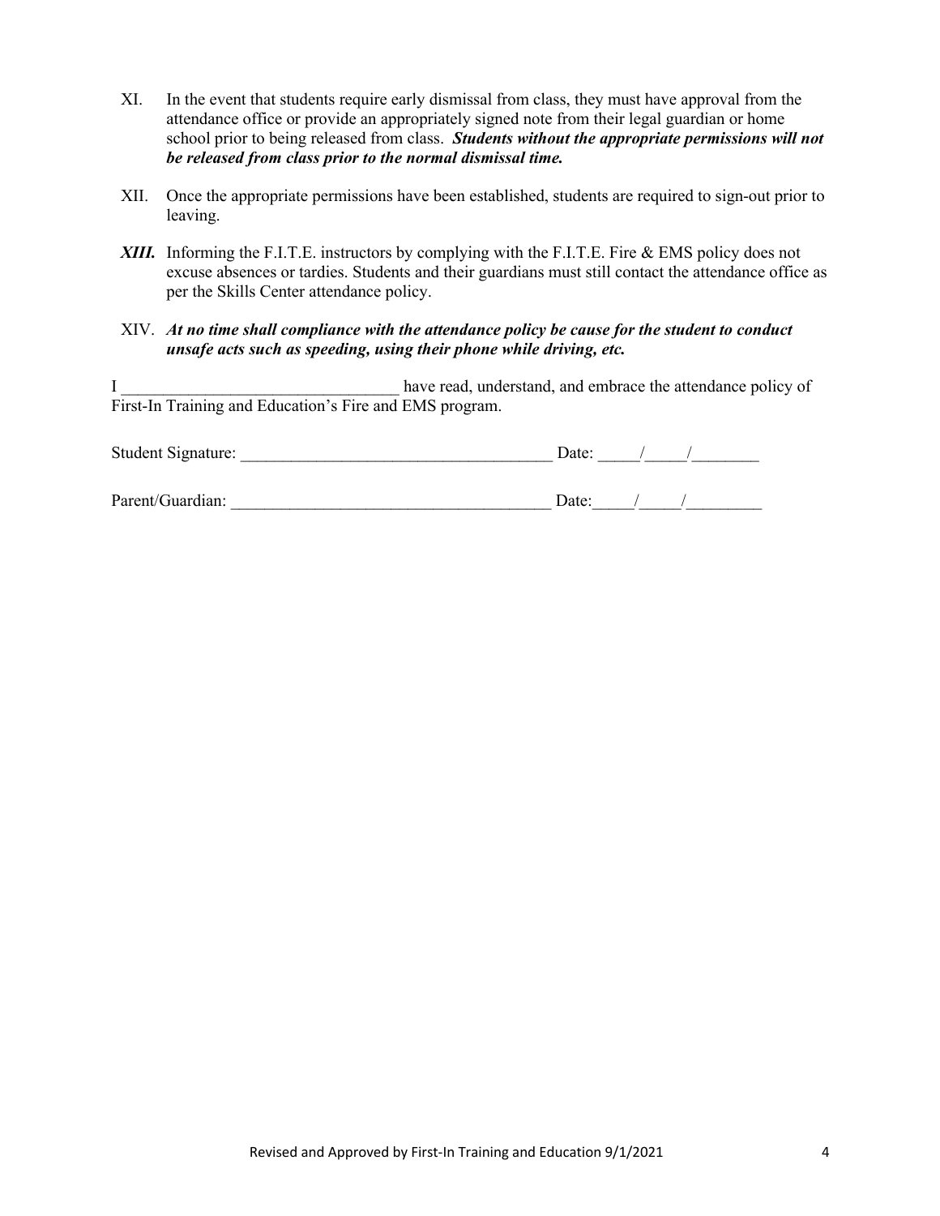XI. In the event that students require early dismissal from class, they must have approval from the attendance office or provide an appropriately signed note from their legal guardian or home school prior to being released from class. ***Students without the appropriate permissions will not be released from class prior to the normal dismissal time.***

XII. Once the appropriate permissions have been established, students are required to sign-out prior to leaving.

***XIII.*** Informing the F.I.T.E. instructors by complying with the F.I.T.E. Fire & EMS policy does not excuse absences or tardies. Students and their guardians must still contact the attendance office as per the Skills Center attendance policy.

XIV. ***At no time shall compliance with the attendance policy be cause for the student to conduct unsafe acts such as speeding, using their phone while driving, etc.***

I _________________________________ have read, understand, and embrace the attendance policy of First-In Training and Education's Fire and EMS program.

Student Signature: _____________________________________ Date: _____/_____/________

Parent/Guardian: ______________________________________ Date:_____/_____/_________

Revised and Approved by First-In Training and Education 9/1/2021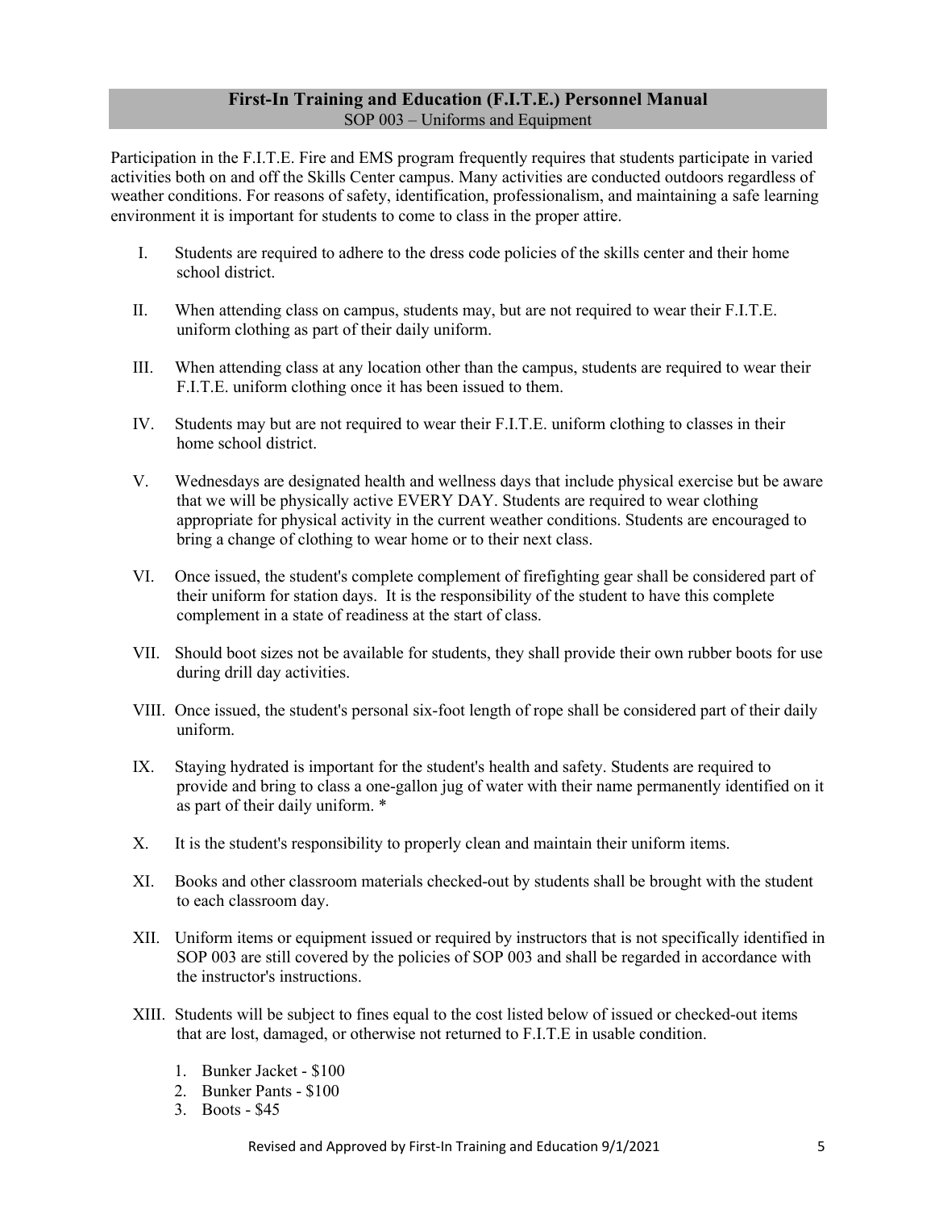## First-In Training and Education (F.I.T.E.) Personnel Manual

SOP 003 – Uniforms and Equipment

Participation in the F.I.T.E. Fire and EMS program frequently requires that students participate in varied activities both on and off the Skills Center campus. Many activities are conducted outdoors regardless of weather conditions. For reasons of safety, identification, professionalism, and maintaining a safe learning environment it is important for students to come to class in the proper attire.

I. Students are required to adhere to the dress code policies of the skills center and their home school district.

II. When attending class on campus, students may, but are not required to wear their F.I.T.E. uniform clothing as part of their daily uniform.

III. When attending class at any location other than the campus, students are required to wear their F.I.T.E. uniform clothing once it has been issued to them.

IV. Students may but are not required to wear their F.I.T.E. uniform clothing to classes in their home school district.

V. Wednesdays are designated health and wellness days that include physical exercise but be aware that we will be physically active EVERY DAY. Students are required to wear clothing appropriate for physical activity in the current weather conditions. Students are encouraged to bring a change of clothing to wear home or to their next class.

VI. Once issued, the student's complete complement of firefighting gear shall be considered part of their uniform for station days. It is the responsibility of the student to have this complete complement in a state of readiness at the start of class.

VII. Should boot sizes not be available for students, they shall provide their own rubber boots for use during drill day activities.

VIII. Once issued, the student's personal six-foot length of rope shall be considered part of their daily uniform.

IX. Staying hydrated is important for the student's health and safety. Students are required to provide and bring to class a one-gallon jug of water with their name permanently identified on it as part of their daily uniform. *

X. It is the student's responsibility to properly clean and maintain their uniform items.

XI. Books and other classroom materials checked-out by students shall be brought with the student to each classroom day.

XII. Uniform items or equipment issued or required by instructors that is not specifically identified in SOP 003 are still covered by the policies of SOP 003 and shall be regarded in accordance with the instructor's instructions.

XIII. Students will be subject to fines equal to the cost listed below of issued or checked-out items that are lost, damaged, or otherwise not returned to F.I.T.E in usable condition.

1. Bunker Jacket - $100
2. Bunker Pants - $100
3. Boots - $45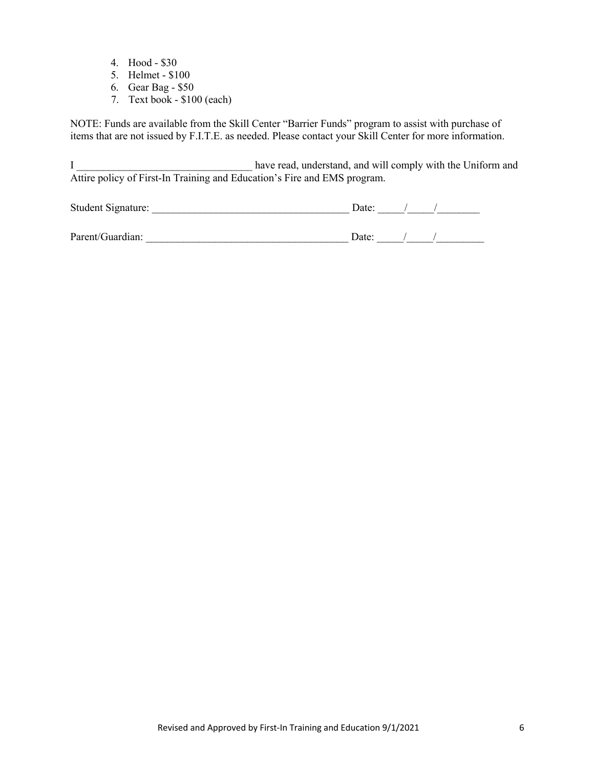4. Hood - $30
5. Helmet - $100
6. Gear Bag - $50
7. Text book - $100 (each)

NOTE: Funds are available from the Skill Center "Barrier Funds" program to assist with purchase of items that are not issued by F.I.T.E. as needed. Please contact your Skill Center for more information.

I ________________________________ have read, understand, and will comply with the Uniform and Attire policy of First-In Training and Education's Fire and EMS program.

Student Signature: ____________________________________ Date: _____/_____/________

Parent/Guardian: _____________________________________ Date: _____/_____/_________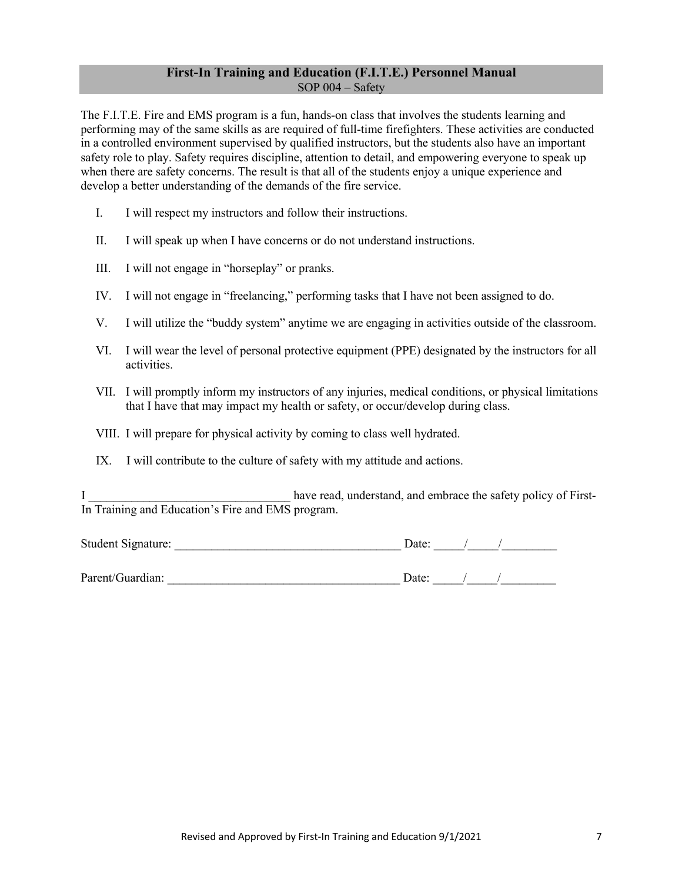## First-In Training and Education (F.I.T.E.) Personnel Manual

SOP 004 – Safety

The F.I.T.E. Fire and EMS program is a fun, hands-on class that involves the students learning and performing may of the same skills as are required of full-time firefighters. These activities are conducted in a controlled environment supervised by qualified instructors, but the students also have an important safety role to play. Safety requires discipline, attention to detail, and empowering everyone to speak up when there are safety concerns. The result is that all of the students enjoy a unique experience and develop a better understanding of the demands of the fire service.

I. I will respect my instructors and follow their instructions.

II. I will speak up when I have concerns or do not understand instructions.

III. I will not engage in "horseplay" or pranks.

IV. I will not engage in "freelancing," performing tasks that I have not been assigned to do.

V. I will utilize the "buddy system" anytime we are engaging in activities outside of the classroom.

VI. I will wear the level of personal protective equipment (PPE) designated by the instructors for all activities.

VII. I will promptly inform my instructors of any injuries, medical conditions, or physical limitations that I have that may impact my health or safety, or occur/develop during class.

VIII. I will prepare for physical activity by coming to class well hydrated.

IX. I will contribute to the culture of safety with my attitude and actions.

I ________________________________ have read, understand, and embrace the safety policy of First-In Training and Education's Fire and EMS program.

Student Signature: ____________________________________ Date: _____/_____/_________

Parent/Guardian: ______________________________________ Date: _____/_____/_________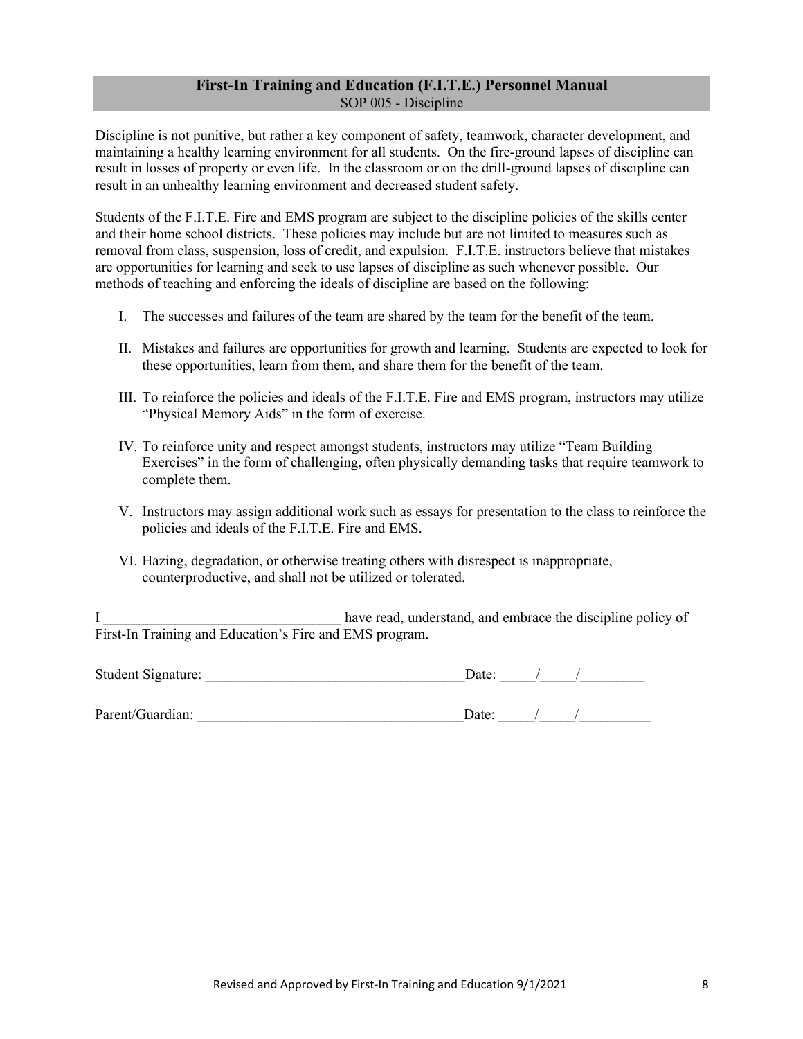## First-In Training and Education (F.I.T.E.) Personnel Manual

SOP 005 - Discipline

Discipline is not punitive, but rather a key component of safety, teamwork, character development, and maintaining a healthy learning environment for all students. On the fire-ground lapses of discipline can result in losses of property or even life. In the classroom or on the drill-ground lapses of discipline can result in an unhealthy learning environment and decreased student safety.

Students of the F.I.T.E. Fire and EMS program are subject to the discipline policies of the skills center and their home school districts. These policies may include but are not limited to measures such as removal from class, suspension, loss of credit, and expulsion. F.I.T.E. instructors believe that mistakes are opportunities for learning and seek to use lapses of discipline as such whenever possible. Our methods of teaching and enforcing the ideals of discipline are based on the following:

I. The successes and failures of the team are shared by the team for the benefit of the team.

II. Mistakes and failures are opportunities for growth and learning. Students are expected to look for these opportunities, learn from them, and share them for the benefit of the team.

III. To reinforce the policies and ideals of the F.I.T.E. Fire and EMS program, instructors may utilize "Physical Memory Aids" in the form of exercise.

IV. To reinforce unity and respect amongst students, instructors may utilize "Team Building Exercises" in the form of challenging, often physically demanding tasks that require teamwork to complete them.

V. Instructors may assign additional work such as essays for presentation to the class to reinforce the policies and ideals of the F.I.T.E. Fire and EMS.

VI. Hazing, degradation, or otherwise treating others with disrespect is inappropriate, counterproductive, and shall not be utilized or tolerated.

I _________________________________ have read, understand, and embrace the discipline policy of First-In Training and Education's Fire and EMS program.

Student Signature: ____________________________________Date: _____/_____/_________

Parent/Guardian: _____________________________________Date: _____/_____/__________